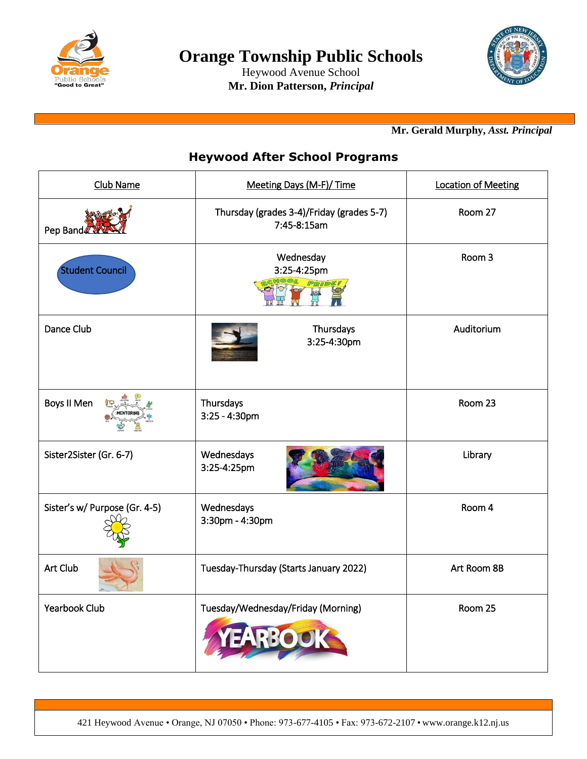# Orange Township Public Schools

Heywood Avenue School

**Mr. Dion Patterson, *Principal***

**Mr. Gerald Murphy, *Asst. Principal***

## Heywood After School Programs

| Club Name | Meeting Days (M-F)/ Time | Location of Meeting |
|---|---|---|
| Pep Band | Thursday (grades 3-4)/Friday (grades 5-7) 7:45-8:15am | Room 27 |
| Student Council | Wednesday 3:25-4:25pm | Room 3 |
| Dance Club | Thursdays 3:25-4:30pm | Auditorium |
| Boys II Men | Thursdays 3:25 - 4:30pm | Room 23 |
| Sister2Sister (Gr. 6-7) | Wednesdays 3:25-4:25pm | Library |
| Sister's w/ Purpose (Gr. 4-5) | Wednesdays 3:30pm - 4:30pm | Room 4 |
| Art Club | Tuesday-Thursday (Starts January 2022) | Art Room 8B |
| Yearbook Club | Tuesday/Wednesday/Friday (Morning) | Room 25 |

421 Heywood Avenue • Orange, NJ 07050 • Phone: 973-677-4105 • Fax: 973-672-2107 • www.orange.k12.nj.us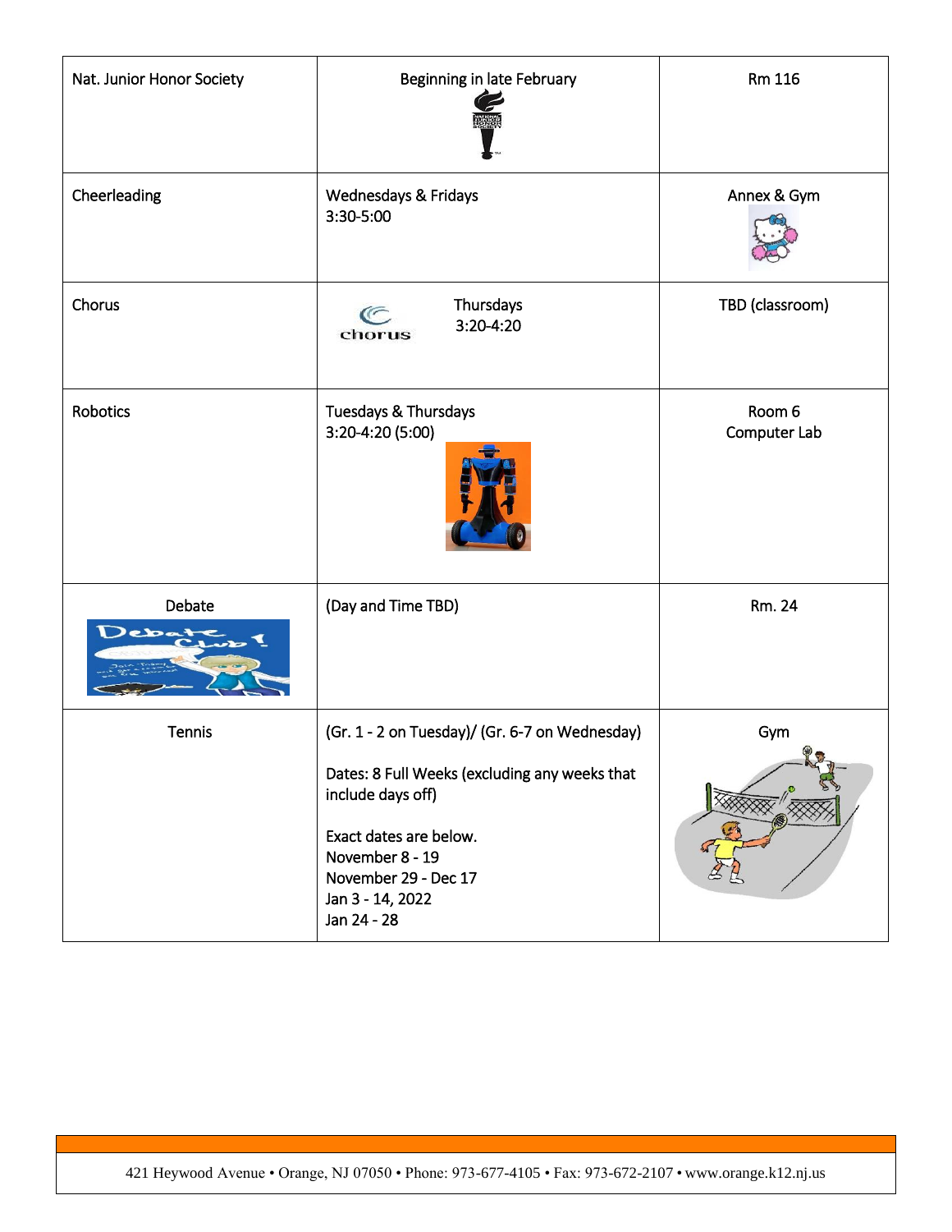| | | |
|---|---|---|
| Nat. Junior Honor Society | Beginning in late February | Rm 116 |
| Cheerleading | Wednesdays & Fridays<br>3:30-5:00 | Annex & Gym |
| Chorus | Thursdays<br>3:20-4:20 | TBD (classroom) |
| Robotics | Tuesdays & Thursdays<br>3:20-4:20 (5:00) | Room 6<br>Computer Lab |
| Debate | (Day and Time TBD) | Rm. 24 |
| Tennis | (Gr. 1 - 2 on Tuesday)/ (Gr. 6-7 on Wednesday)<br><br>Dates: 8 Full Weeks (excluding any weeks that include days off)<br><br>Exact dates are below.<br>November 8 - 19<br>November 29 - Dec 17<br>Jan 3 - 14, 2022<br>Jan 24 - 28 | Gym |

421 Heywood Avenue • Orange, NJ 07050 • Phone: 973-677-4105 • Fax: 973-672-2107 • www.orange.k12.nj.us